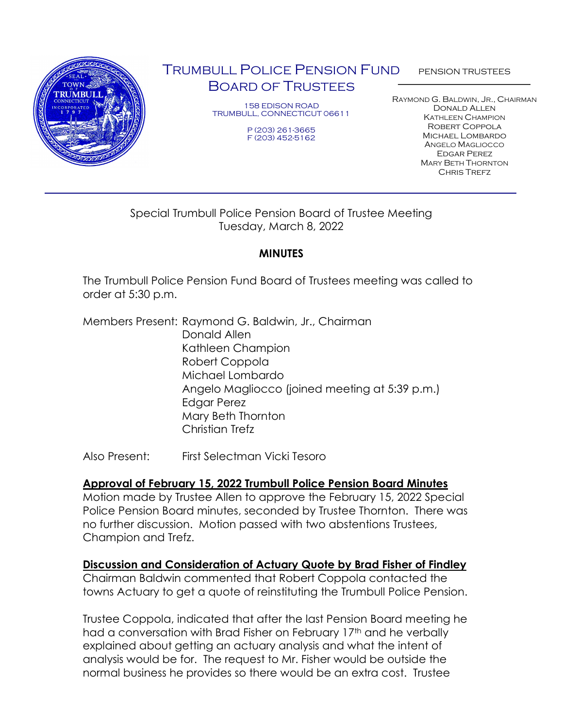# Trumbull Police Pension Fund Board of Trustees

158 EDISON ROAD
TRUMBULL, CONNECTICUT 06611

P (203) 261-3665
F (203) 452-5162

PENSION TRUSTEES

Raymond G. Baldwin, Jr., Chairman
Donald Allen
Kathleen Champion
Robert Coppola
Michael Lombardo
Angelo Magliocco
Edgar Perez
Mary Beth Thornton
Chris Trefz

---

Special Trumbull Police Pension Board of Trustee Meeting
Tuesday, March 8, 2022

## MINUTES

The Trumbull Police Pension Fund Board of Trustees meeting was called to order at 5:30 p.m.

Members Present: Raymond G. Baldwin, Jr., Chairman
Donald Allen
Kathleen Champion
Robert Coppola
Michael Lombardo
Angelo Magliocco (joined meeting at 5:39 p.m.)
Edgar Perez
Mary Beth Thornton
Christian Trefz

Also Present: First Selectman Vicki Tesoro

**Approval of February 15, 2022 Trumbull Police Pension Board Minutes**

Motion made by Trustee Allen to approve the February 15, 2022 Special Police Pension Board minutes, seconded by Trustee Thornton. There was no further discussion. Motion passed with two abstentions Trustees, Champion and Trefz.

**Discussion and Consideration of Actuary Quote by Brad Fisher of Findley**

Chairman Baldwin commented that Robert Coppola contacted the towns Actuary to get a quote of reinstituting the Trumbull Police Pension.

Trustee Coppola, indicated that after the last Pension Board meeting he had a conversation with Brad Fisher on February 17th and he verbally explained about getting an actuary analysis and what the intent of analysis would be for. The request to Mr. Fisher would be outside the normal business he provides so there would be an extra cost. Trustee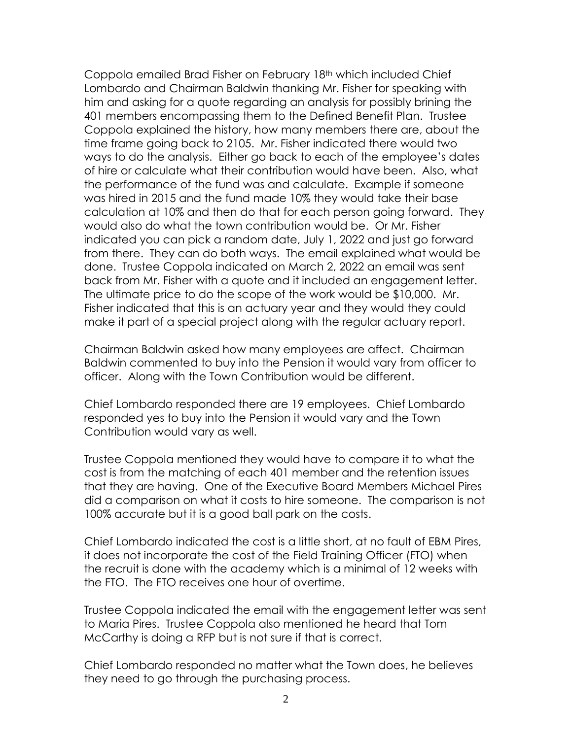Coppola emailed Brad Fisher on February 18th which included Chief Lombardo and Chairman Baldwin thanking Mr. Fisher for speaking with him and asking for a quote regarding an analysis for possibly brining the 401 members encompassing them to the Defined Benefit Plan. Trustee Coppola explained the history, how many members there are, about the time frame going back to 2105. Mr. Fisher indicated there would two ways to do the analysis. Either go back to each of the employee's dates of hire or calculate what their contribution would have been. Also, what the performance of the fund was and calculate. Example if someone was hired in 2015 and the fund made 10% they would take their base calculation at 10% and then do that for each person going forward. They would also do what the town contribution would be. Or Mr. Fisher indicated you can pick a random date, July 1, 2022 and just go forward from there. They can do both ways. The email explained what would be done. Trustee Coppola indicated on March 2, 2022 an email was sent back from Mr. Fisher with a quote and it included an engagement letter. The ultimate price to do the scope of the work would be $10,000. Mr. Fisher indicated that this is an actuary year and they would they could make it part of a special project along with the regular actuary report.

Chairman Baldwin asked how many employees are affect. Chairman Baldwin commented to buy into the Pension it would vary from officer to officer. Along with the Town Contribution would be different.

Chief Lombardo responded there are 19 employees. Chief Lombardo responded yes to buy into the Pension it would vary and the Town Contribution would vary as well.

Trustee Coppola mentioned they would have to compare it to what the cost is from the matching of each 401 member and the retention issues that they are having. One of the Executive Board Members Michael Pires did a comparison on what it costs to hire someone. The comparison is not 100% accurate but it is a good ball park on the costs.

Chief Lombardo indicated the cost is a little short, at no fault of EBM Pires, it does not incorporate the cost of the Field Training Officer (FTO) when the recruit is done with the academy which is a minimal of 12 weeks with the FTO. The FTO receives one hour of overtime.

Trustee Coppola indicated the email with the engagement letter was sent to Maria Pires. Trustee Coppola also mentioned he heard that Tom McCarthy is doing a RFP but is not sure if that is correct.

Chief Lombardo responded no matter what the Town does, he believes they need to go through the purchasing process.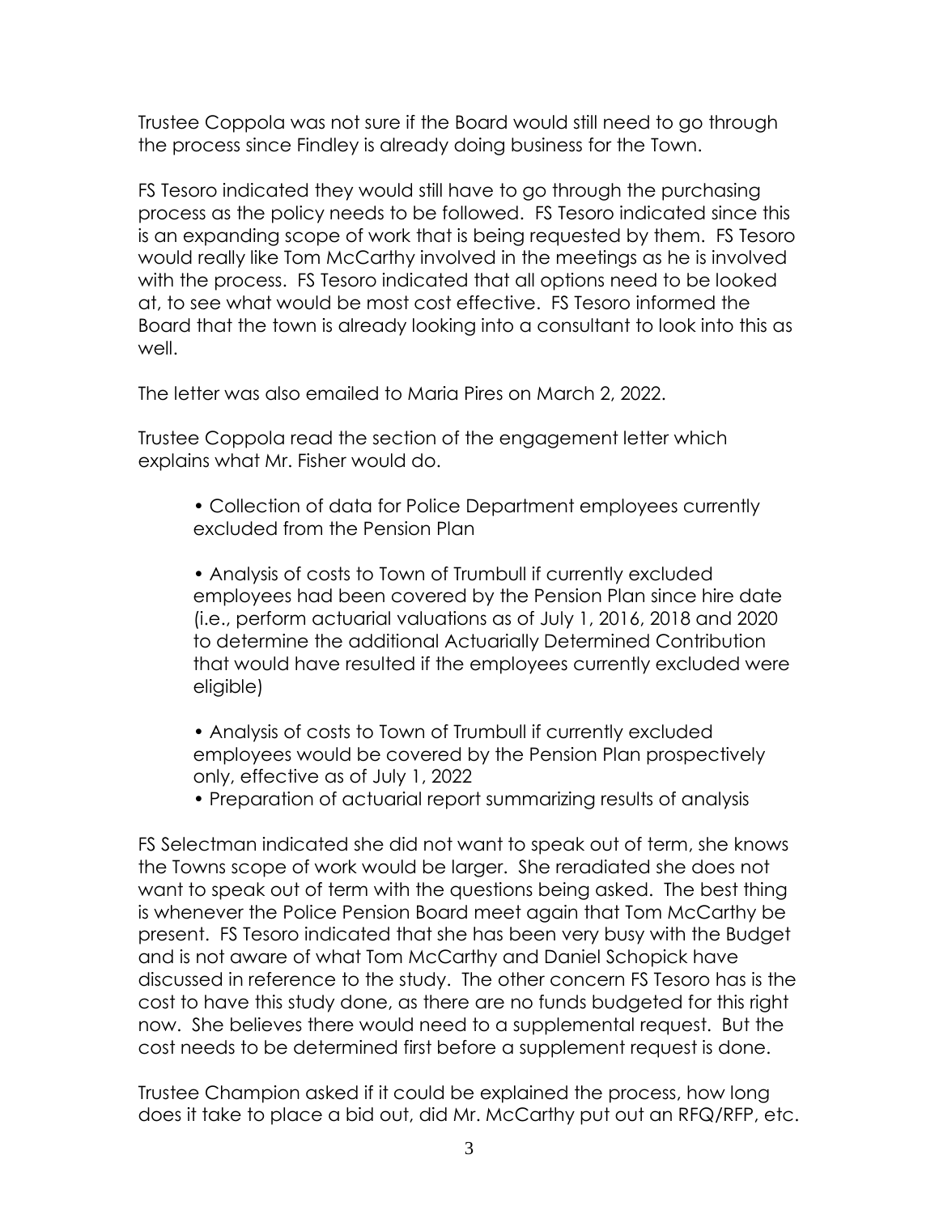Trustee Coppola was not sure if the Board would still need to go through the process since Findley is already doing business for the Town.

FS Tesoro indicated they would still have to go through the purchasing process as the policy needs to be followed. FS Tesoro indicated since this is an expanding scope of work that is being requested by them. FS Tesoro would really like Tom McCarthy involved in the meetings as he is involved with the process. FS Tesoro indicated that all options need to be looked at, to see what would be most cost effective. FS Tesoro informed the Board that the town is already looking into a consultant to look into this as well.

The letter was also emailed to Maria Pires on March 2, 2022.

Trustee Coppola read the section of the engagement letter which explains what Mr. Fisher would do.

- Collection of data for Police Department employees currently excluded from the Pension Plan

- Analysis of costs to Town of Trumbull if currently excluded employees had been covered by the Pension Plan since hire date (i.e., perform actuarial valuations as of July 1, 2016, 2018 and 2020 to determine the additional Actuarially Determined Contribution that would have resulted if the employees currently excluded were eligible)

- Analysis of costs to Town of Trumbull if currently excluded employees would be covered by the Pension Plan prospectively only, effective as of July 1, 2022
- Preparation of actuarial report summarizing results of analysis

FS Selectman indicated she did not want to speak out of term, she knows the Towns scope of work would be larger. She reradiated she does not want to speak out of term with the questions being asked. The best thing is whenever the Police Pension Board meet again that Tom McCarthy be present. FS Tesoro indicated that she has been very busy with the Budget and is not aware of what Tom McCarthy and Daniel Schopick have discussed in reference to the study. The other concern FS Tesoro has is the cost to have this study done, as there are no funds budgeted for this right now. She believes there would need to a supplemental request. But the cost needs to be determined first before a supplement request is done.

Trustee Champion asked if it could be explained the process, how long does it take to place a bid out, did Mr. McCarthy put out an RFQ/RFP, etc.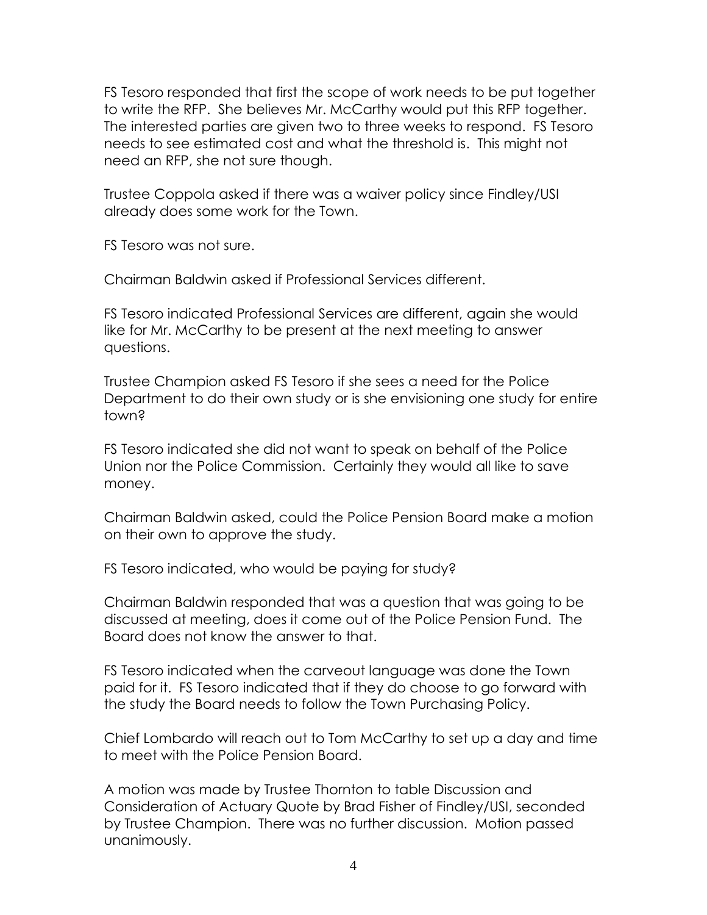FS Tesoro responded that first the scope of work needs to be put together to write the RFP. She believes Mr. McCarthy would put this RFP together. The interested parties are given two to three weeks to respond. FS Tesoro needs to see estimated cost and what the threshold is. This might not need an RFP, she not sure though.

Trustee Coppola asked if there was a waiver policy since Findley/USI already does some work for the Town.

FS Tesoro was not sure.

Chairman Baldwin asked if Professional Services different.

FS Tesoro indicated Professional Services are different, again she would like for Mr. McCarthy to be present at the next meeting to answer questions.

Trustee Champion asked FS Tesoro if she sees a need for the Police Department to do their own study or is she envisioning one study for entire town?

FS Tesoro indicated she did not want to speak on behalf of the Police Union nor the Police Commission. Certainly they would all like to save money.

Chairman Baldwin asked, could the Police Pension Board make a motion on their own to approve the study.

FS Tesoro indicated, who would be paying for study?

Chairman Baldwin responded that was a question that was going to be discussed at meeting, does it come out of the Police Pension Fund. The Board does not know the answer to that.

FS Tesoro indicated when the carveout language was done the Town paid for it. FS Tesoro indicated that if they do choose to go forward with the study the Board needs to follow the Town Purchasing Policy.

Chief Lombardo will reach out to Tom McCarthy to set up a day and time to meet with the Police Pension Board.

A motion was made by Trustee Thornton to table Discussion and Consideration of Actuary Quote by Brad Fisher of Findley/USI, seconded by Trustee Champion. There was no further discussion. Motion passed unanimously.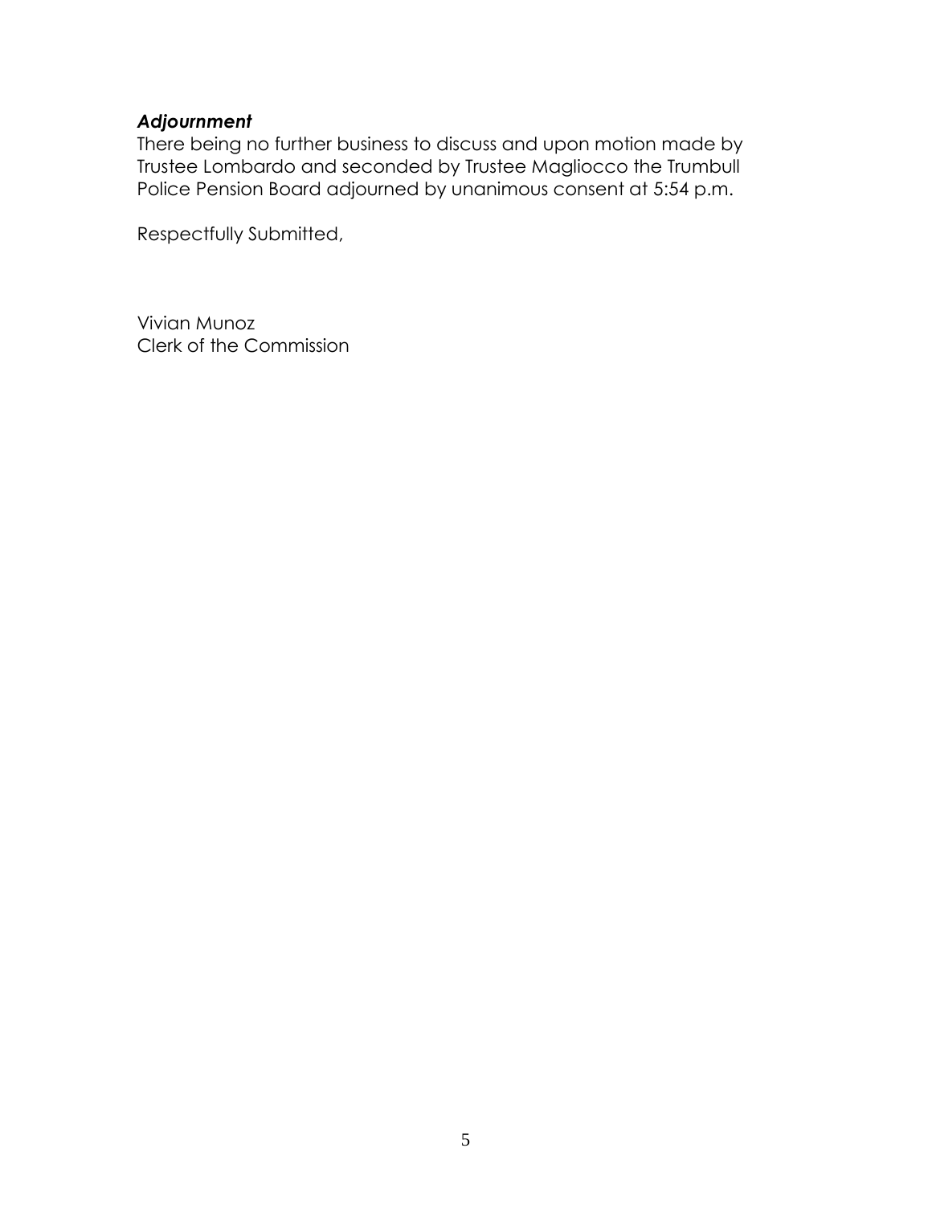***Adjournment***

There being no further business to discuss and upon motion made by Trustee Lombardo and seconded by Trustee Magliocco the Trumbull Police Pension Board adjourned by unanimous consent at 5:54 p.m.

Respectfully Submitted,

Vivian Munoz
Clerk of the Commission